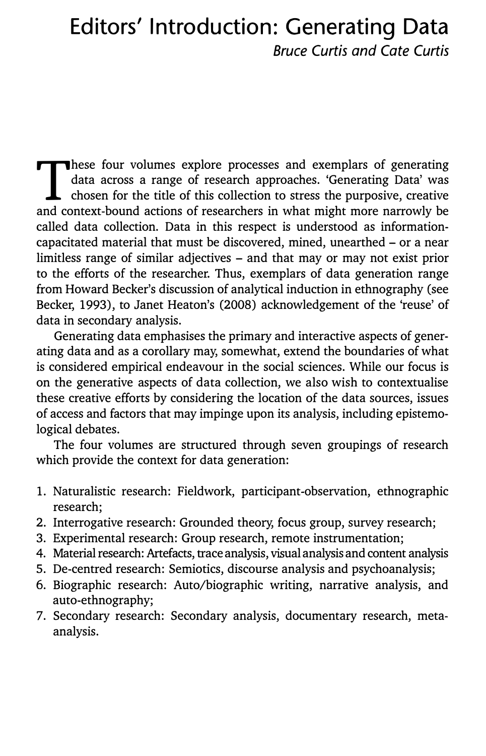# Editors' Introduction: Generating Data

*Bruce Curtis and Cate Curtis*

These four volumes explore processes and exemplars of generating data across a range of research approaches. 'Generating Data' was chosen for the title of this collection to stress the purposive, creative and context-bound actions of researchers in what might more narrowly be called data collection. Data in this respect is understood as information-capacitated material that must be discovered, mined, unearthed – or a near limitless range of similar adjectives – and that may or may not exist prior to the efforts of the researcher. Thus, exemplars of data generation range from Howard Becker's discussion of analytical induction in ethnography (see Becker, 1993), to Janet Heaton's (2008) acknowledgement of the 'reuse' of data in secondary analysis.

Generating data emphasises the primary and interactive aspects of generating data and as a corollary may, somewhat, extend the boundaries of what is considered empirical endeavour in the social sciences. While our focus is on the generative aspects of data collection, we also wish to contextualise these creative efforts by considering the location of the data sources, issues of access and factors that may impinge upon its analysis, including epistemological debates.

The four volumes are structured through seven groupings of research which provide the context for data generation:

1. Naturalistic research: Fieldwork, participant-observation, ethnographic research;
2. Interrogative research: Grounded theory, focus group, survey research;
3. Experimental research: Group research, remote instrumentation;
4. Material research: Artefacts, trace analysis, visual analysis and content analysis
5. De-centred research: Semiotics, discourse analysis and psychoanalysis;
6. Biographic research: Auto/biographic writing, narrative analysis, and auto-ethnography;
7. Secondary research: Secondary analysis, documentary research, meta-analysis.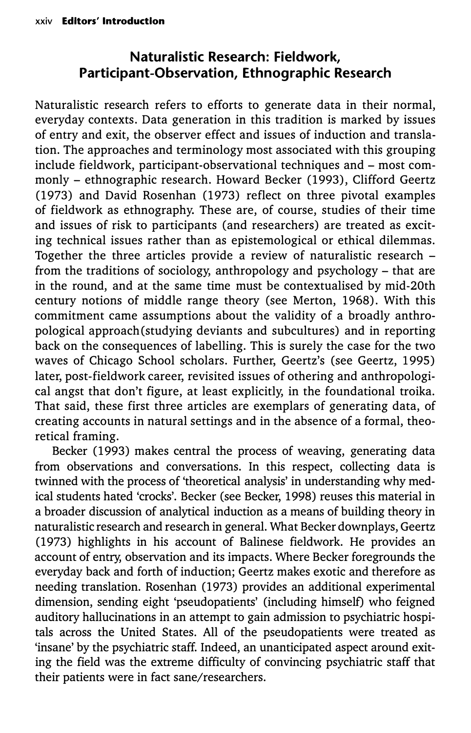## Naturalistic Research: Fieldwork, Participant-Observation, Ethnographic Research

Naturalistic research refers to efforts to generate data in their normal, everyday contexts. Data generation in this tradition is marked by issues of entry and exit, the observer effect and issues of induction and translation. The approaches and terminology most associated with this grouping include fieldwork, participant-observational techniques and – most commonly – ethnographic research. Howard Becker (1993), Clifford Geertz (1973) and David Rosenhan (1973) reflect on three pivotal examples of fieldwork as ethnography. These are, of course, studies of their time and issues of risk to participants (and researchers) are treated as exciting technical issues rather than as epistemological or ethical dilemmas. Together the three articles provide a review of naturalistic research – from the traditions of sociology, anthropology and psychology – that are in the round, and at the same time must be contextualised by mid-20th century notions of middle range theory (see Merton, 1968). With this commitment came assumptions about the validity of a broadly anthropological approach(studying deviants and subcultures) and in reporting back on the consequences of labelling. This is surely the case for the two waves of Chicago School scholars. Further, Geertz's (see Geertz, 1995) later, post-fieldwork career, revisited issues of othering and anthropological angst that don't figure, at least explicitly, in the foundational troika. That said, these first three articles are exemplars of generating data, of creating accounts in natural settings and in the absence of a formal, theoretical framing.

Becker (1993) makes central the process of weaving, generating data from observations and conversations. In this respect, collecting data is twinned with the process of 'theoretical analysis' in understanding why medical students hated 'crocks'. Becker (see Becker, 1998) reuses this material in a broader discussion of analytical induction as a means of building theory in naturalistic research and research in general. What Becker downplays, Geertz (1973) highlights in his account of Balinese fieldwork. He provides an account of entry, observation and its impacts. Where Becker foregrounds the everyday back and forth of induction; Geertz makes exotic and therefore as needing translation. Rosenhan (1973) provides an additional experimental dimension, sending eight 'pseudopatients' (including himself) who feigned auditory hallucinations in an attempt to gain admission to psychiatric hospitals across the United States. All of the pseudopatients were treated as 'insane' by the psychiatric staff. Indeed, an unanticipated aspect around exiting the field was the extreme difficulty of convincing psychiatric staff that their patients were in fact sane/researchers.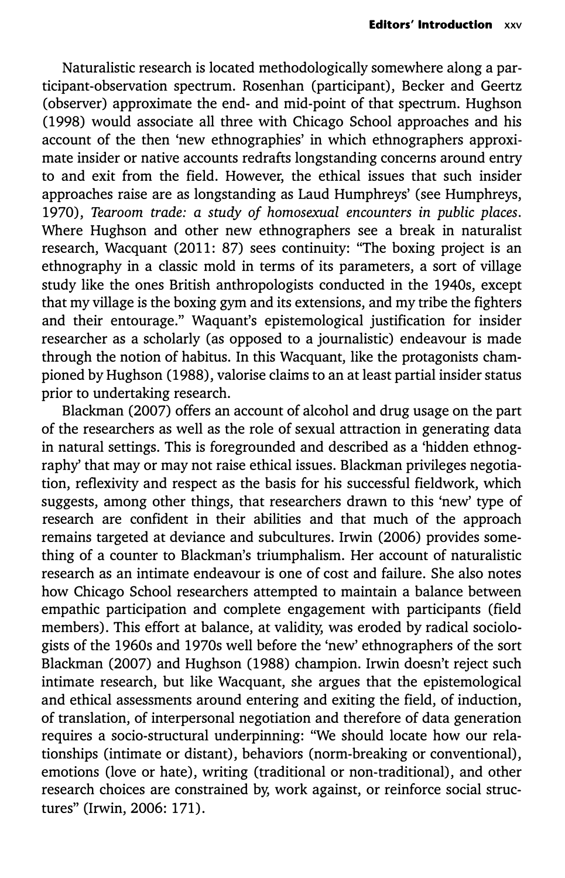Naturalistic research is located methodologically somewhere along a participant-observation spectrum. Rosenhan (participant), Becker and Geertz (observer) approximate the end- and mid-point of that spectrum. Hughson (1998) would associate all three with Chicago School approaches and his account of the then 'new ethnographies' in which ethnographers approximate insider or native accounts redrafts longstanding concerns around entry to and exit from the field. However, the ethical issues that such insider approaches raise are as longstanding as Laud Humphreys' (see Humphreys, 1970), *Tearoom trade: a study of homosexual encounters in public places*. Where Hughson and other new ethnographers see a break in naturalist research, Wacquant (2011: 87) sees continuity: "The boxing project is an ethnography in a classic mold in terms of its parameters, a sort of village study like the ones British anthropologists conducted in the 1940s, except that my village is the boxing gym and its extensions, and my tribe the fighters and their entourage." Waquant's epistemological justification for insider researcher as a scholarly (as opposed to a journalistic) endeavour is made through the notion of habitus. In this Wacquant, like the protagonists championed by Hughson (1988), valorise claims to an at least partial insider status prior to undertaking research.

Blackman (2007) offers an account of alcohol and drug usage on the part of the researchers as well as the role of sexual attraction in generating data in natural settings. This is foregrounded and described as a 'hidden ethnography' that may or may not raise ethical issues. Blackman privileges negotiation, reflexivity and respect as the basis for his successful fieldwork, which suggests, among other things, that researchers drawn to this 'new' type of research are confident in their abilities and that much of the approach remains targeted at deviance and subcultures. Irwin (2006) provides something of a counter to Blackman's triumphalism. Her account of naturalistic research as an intimate endeavour is one of cost and failure. She also notes how Chicago School researchers attempted to maintain a balance between empathic participation and complete engagement with participants (field members). This effort at balance, at validity, was eroded by radical sociologists of the 1960s and 1970s well before the 'new' ethnographers of the sort Blackman (2007) and Hughson (1988) champion. Irwin doesn't reject such intimate research, but like Wacquant, she argues that the epistemological and ethical assessments around entering and exiting the field, of induction, of translation, of interpersonal negotiation and therefore of data generation requires a socio-structural underpinning: "We should locate how our relationships (intimate or distant), behaviors (norm-breaking or conventional), emotions (love or hate), writing (traditional or non-traditional), and other research choices are constrained by, work against, or reinforce social structures" (Irwin, 2006: 171).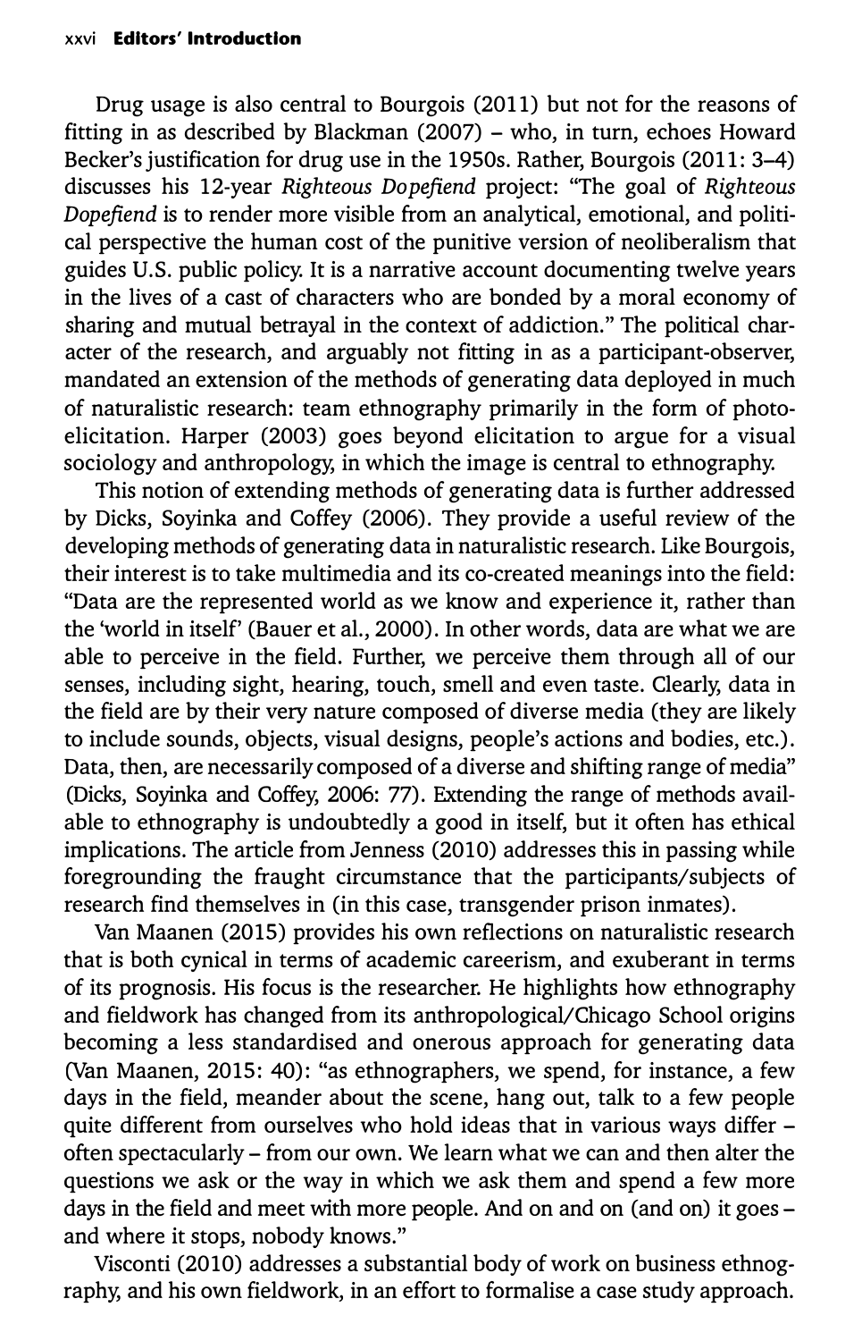Drug usage is also central to Bourgois (2011) but not for the reasons of fitting in as described by Blackman (2007) – who, in turn, echoes Howard Becker's justification for drug use in the 1950s. Rather, Bourgois (2011: 3–4) discusses his 12-year *Righteous Dopefiend* project: "The goal of *Righteous Dopefiend* is to render more visible from an analytical, emotional, and political perspective the human cost of the punitive version of neoliberalism that guides U.S. public policy. It is a narrative account documenting twelve years in the lives of a cast of characters who are bonded by a moral economy of sharing and mutual betrayal in the context of addiction." The political character of the research, and arguably not fitting in as a participant-observer, mandated an extension of the methods of generating data deployed in much of naturalistic research: team ethnography primarily in the form of photo-elicitation. Harper (2003) goes beyond elicitation to argue for a visual sociology and anthropology, in which the image is central to ethnography.

This notion of extending methods of generating data is further addressed by Dicks, Soyinka and Coffey (2006). They provide a useful review of the developing methods of generating data in naturalistic research. Like Bourgois, their interest is to take multimedia and its co-created meanings into the field: "Data are the represented world as we know and experience it, rather than the 'world in itself' (Bauer et al., 2000). In other words, data are what we are able to perceive in the field. Further, we perceive them through all of our senses, including sight, hearing, touch, smell and even taste. Clearly, data in the field are by their very nature composed of diverse media (they are likely to include sounds, objects, visual designs, people's actions and bodies, etc.). Data, then, are necessarily composed of a diverse and shifting range of media" (Dicks, Soyinka and Coffey, 2006: 77). Extending the range of methods available to ethnography is undoubtedly a good in itself, but it often has ethical implications. The article from Jenness (2010) addresses this in passing while foregrounding the fraught circumstance that the participants/subjects of research find themselves in (in this case, transgender prison inmates).

Van Maanen (2015) provides his own reflections on naturalistic research that is both cynical in terms of academic careerism, and exuberant in terms of its prognosis. His focus is the researcher. He highlights how ethnography and fieldwork has changed from its anthropological/Chicago School origins becoming a less standardised and onerous approach for generating data (Van Maanen, 2015: 40): "as ethnographers, we spend, for instance, a few days in the field, meander about the scene, hang out, talk to a few people quite different from ourselves who hold ideas that in various ways differ – often spectacularly – from our own. We learn what we can and then alter the questions we ask or the way in which we ask them and spend a few more days in the field and meet with more people. And on and on (and on) it goes – and where it stops, nobody knows."

Visconti (2010) addresses a substantial body of work on business ethnography, and his own fieldwork, in an effort to formalise a case study approach.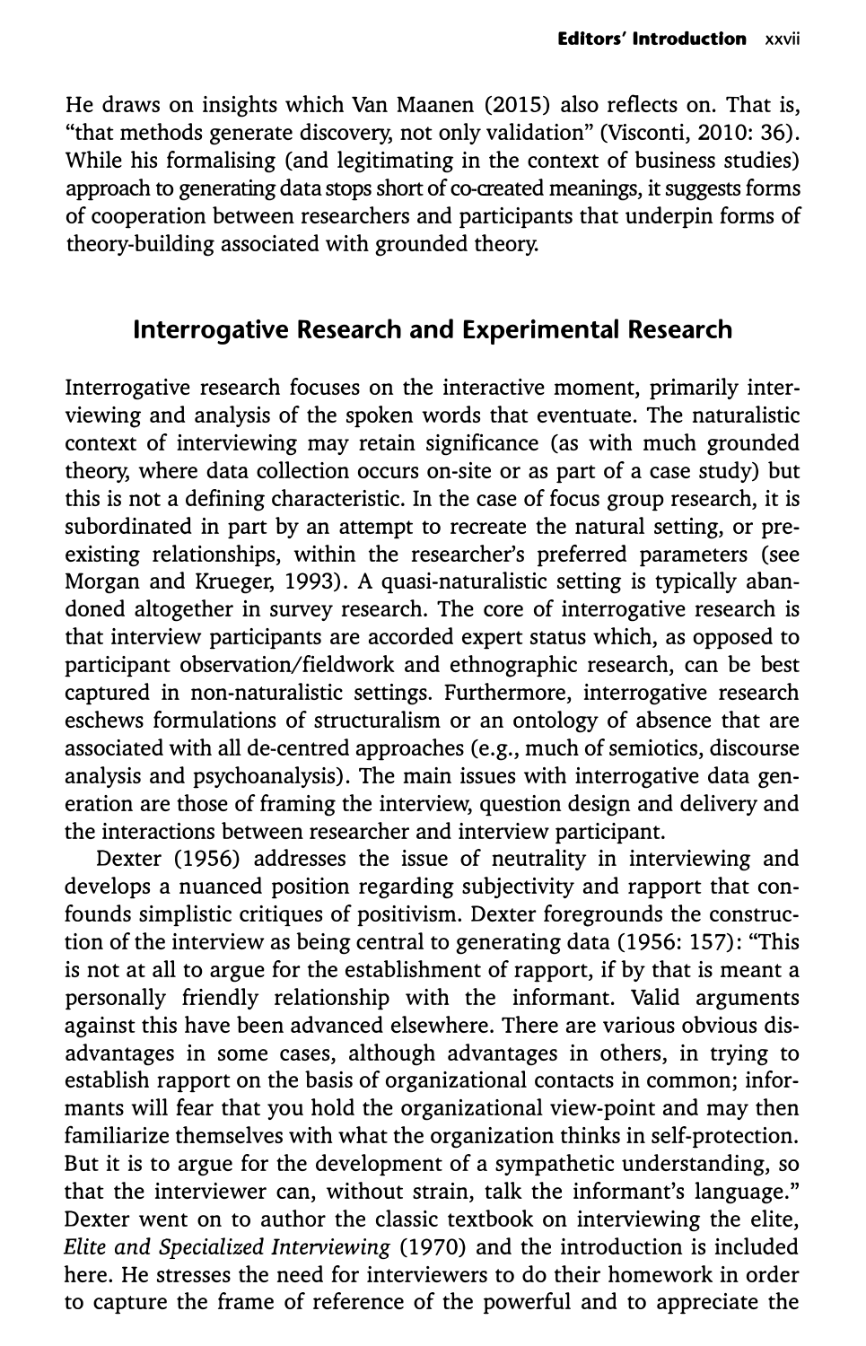He draws on insights which Van Maanen (2015) also reflects on. That is, "that methods generate discovery, not only validation" (Visconti, 2010: 36). While his formalising (and legitimating in the context of business studies) approach to generating data stops short of co-created meanings, it suggests forms of cooperation between researchers and participants that underpin forms of theory-building associated with grounded theory.

## Interrogative Research and Experimental Research

Interrogative research focuses on the interactive moment, primarily interviewing and analysis of the spoken words that eventuate. The naturalistic context of interviewing may retain significance (as with much grounded theory, where data collection occurs on-site or as part of a case study) but this is not a defining characteristic. In the case of focus group research, it is subordinated in part by an attempt to recreate the natural setting, or pre-existing relationships, within the researcher's preferred parameters (see Morgan and Krueger, 1993). A quasi-naturalistic setting is typically abandoned altogether in survey research. The core of interrogative research is that interview participants are accorded expert status which, as opposed to participant observation/fieldwork and ethnographic research, can be best captured in non-naturalistic settings. Furthermore, interrogative research eschews formulations of structuralism or an ontology of absence that are associated with all de-centred approaches (e.g., much of semiotics, discourse analysis and psychoanalysis). The main issues with interrogative data generation are those of framing the interview, question design and delivery and the interactions between researcher and interview participant.

Dexter (1956) addresses the issue of neutrality in interviewing and develops a nuanced position regarding subjectivity and rapport that confounds simplistic critiques of positivism. Dexter foregrounds the construction of the interview as being central to generating data (1956: 157): "This is not at all to argue for the establishment of rapport, if by that is meant a personally friendly relationship with the informant. Valid arguments against this have been advanced elsewhere. There are various obvious disadvantages in some cases, although advantages in others, in trying to establish rapport on the basis of organizational contacts in common; informants will fear that you hold the organizational view-point and may then familiarize themselves with what the organization thinks in self-protection. But it is to argue for the development of a sympathetic understanding, so that the interviewer can, without strain, talk the informant's language." Dexter went on to author the classic textbook on interviewing the elite, *Elite and Specialized Interviewing* (1970) and the introduction is included here. He stresses the need for interviewers to do their homework in order to capture the frame of reference of the powerful and to appreciate the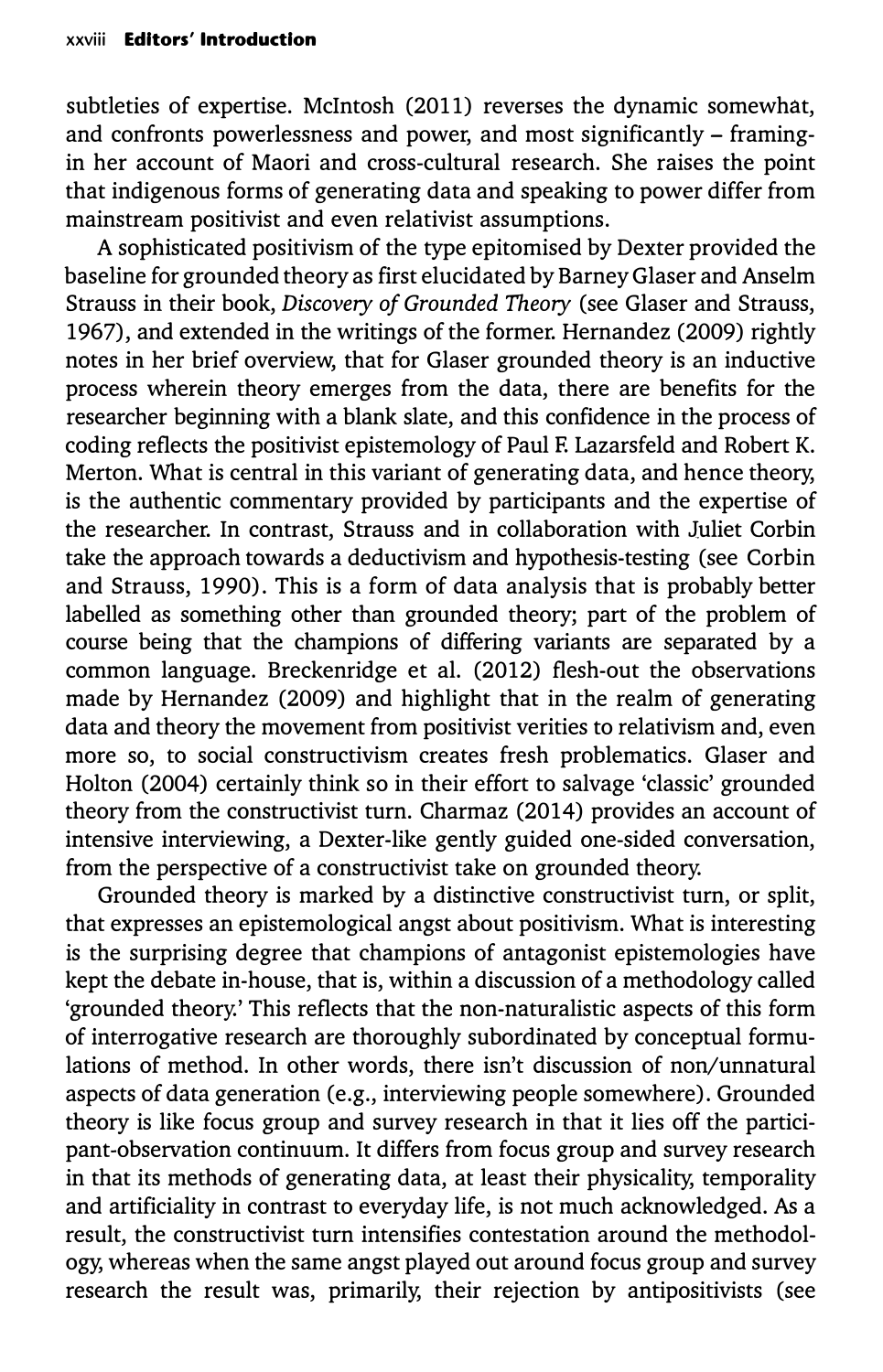subtleties of expertise. McIntosh (2011) reverses the dynamic somewhat, and confronts powerlessness and power, and most significantly – framing-in her account of Maori and cross-cultural research. She raises the point that indigenous forms of generating data and speaking to power differ from mainstream positivist and even relativist assumptions.

A sophisticated positivism of the type epitomised by Dexter provided the baseline for grounded theory as first elucidated by Barney Glaser and Anselm Strauss in their book, *Discovery of Grounded Theory* (see Glaser and Strauss, 1967), and extended in the writings of the former. Hernandez (2009) rightly notes in her brief overview, that for Glaser grounded theory is an inductive process wherein theory emerges from the data, there are benefits for the researcher beginning with a blank slate, and this confidence in the process of coding reflects the positivist epistemology of Paul F. Lazarsfeld and Robert K. Merton. What is central in this variant of generating data, and hence theory, is the authentic commentary provided by participants and the expertise of the researcher. In contrast, Strauss and in collaboration with Juliet Corbin take the approach towards a deductivism and hypothesis-testing (see Corbin and Strauss, 1990). This is a form of data analysis that is probably better labelled as something other than grounded theory; part of the problem of course being that the champions of differing variants are separated by a common language. Breckenridge et al. (2012) flesh-out the observations made by Hernandez (2009) and highlight that in the realm of generating data and theory the movement from positivist verities to relativism and, even more so, to social constructivism creates fresh problematics. Glaser and Holton (2004) certainly think so in their effort to salvage 'classic' grounded theory from the constructivist turn. Charmaz (2014) provides an account of intensive interviewing, a Dexter-like gently guided one-sided conversation, from the perspective of a constructivist take on grounded theory.

Grounded theory is marked by a distinctive constructivist turn, or split, that expresses an epistemological angst about positivism. What is interesting is the surprising degree that champions of antagonist epistemologies have kept the debate in-house, that is, within a discussion of a methodology called 'grounded theory.' This reflects that the non-naturalistic aspects of this form of interrogative research are thoroughly subordinated by conceptual formulations of method. In other words, there isn't discussion of non/unnatural aspects of data generation (e.g., interviewing people somewhere). Grounded theory is like focus group and survey research in that it lies off the participant-observation continuum. It differs from focus group and survey research in that its methods of generating data, at least their physicality, temporality and artificiality in contrast to everyday life, is not much acknowledged. As a result, the constructivist turn intensifies contestation around the methodology, whereas when the same angst played out around focus group and survey research the result was, primarily, their rejection by antipositivists (see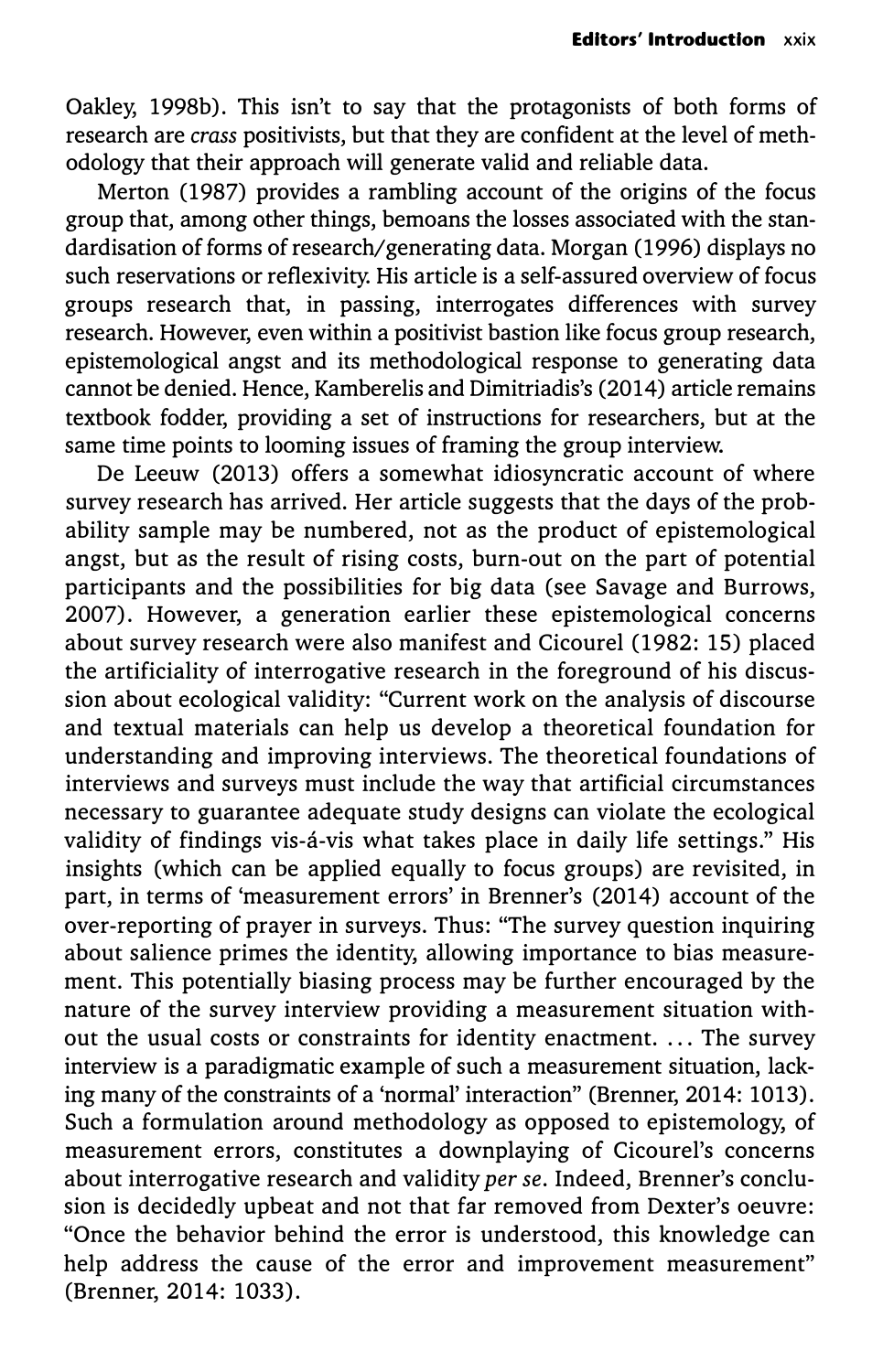Oakley, 1998b). This isn't to say that the protagonists of both forms of research are *crass* positivists, but that they are confident at the level of methodology that their approach will generate valid and reliable data.

Merton (1987) provides a rambling account of the origins of the focus group that, among other things, bemoans the losses associated with the standardisation of forms of research/generating data. Morgan (1996) displays no such reservations or reflexivity. His article is a self-assured overview of focus groups research that, in passing, interrogates differences with survey research. However, even within a positivist bastion like focus group research, epistemological angst and its methodological response to generating data cannot be denied. Hence, Kamberelis and Dimitriadis's (2014) article remains textbook fodder, providing a set of instructions for researchers, but at the same time points to looming issues of framing the group interview.

De Leeuw (2013) offers a somewhat idiosyncratic account of where survey research has arrived. Her article suggests that the days of the probability sample may be numbered, not as the product of epistemological angst, but as the result of rising costs, burn-out on the part of potential participants and the possibilities for big data (see Savage and Burrows, 2007). However, a generation earlier these epistemological concerns about survey research were also manifest and Cicourel (1982: 15) placed the artificiality of interrogative research in the foreground of his discussion about ecological validity: "Current work on the analysis of discourse and textual materials can help us develop a theoretical foundation for understanding and improving interviews. The theoretical foundations of interviews and surveys must include the way that artificial circumstances necessary to guarantee adequate study designs can violate the ecological validity of findings vis-á-vis what takes place in daily life settings." His insights (which can be applied equally to focus groups) are revisited, in part, in terms of 'measurement errors' in Brenner's (2014) account of the over-reporting of prayer in surveys. Thus: "The survey question inquiring about salience primes the identity, allowing importance to bias measurement. This potentially biasing process may be further encouraged by the nature of the survey interview providing a measurement situation without the usual costs or constraints for identity enactment. ... The survey interview is a paradigmatic example of such a measurement situation, lacking many of the constraints of a 'normal' interaction" (Brenner, 2014: 1013). Such a formulation around methodology as opposed to epistemology, of measurement errors, constitutes a downplaying of Cicourel's concerns about interrogative research and validity *per se*. Indeed, Brenner's conclusion is decidedly upbeat and not that far removed from Dexter's oeuvre: "Once the behavior behind the error is understood, this knowledge can help address the cause of the error and improvement measurement" (Brenner, 2014: 1033).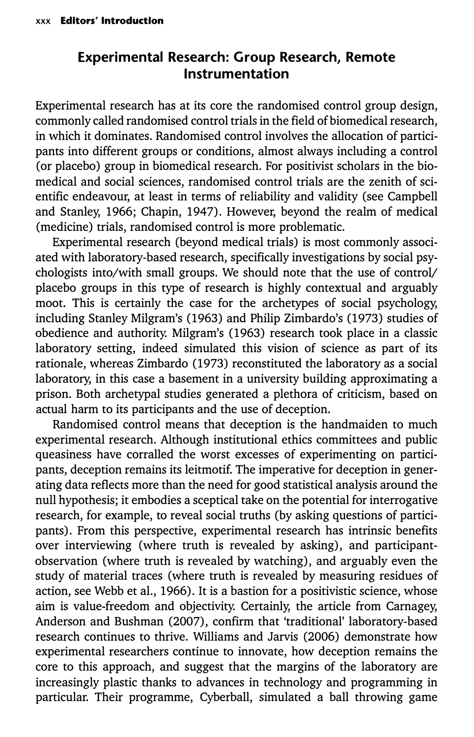## Experimental Research: Group Research, Remote Instrumentation

Experimental research has at its core the randomised control group design, commonly called randomised control trials in the field of biomedical research, in which it dominates. Randomised control involves the allocation of participants into different groups or conditions, almost always including a control (or placebo) group in biomedical research. For positivist scholars in the biomedical and social sciences, randomised control trials are the zenith of scientific endeavour, at least in terms of reliability and validity (see Campbell and Stanley, 1966; Chapin, 1947). However, beyond the realm of medical (medicine) trials, randomised control is more problematic.

Experimental research (beyond medical trials) is most commonly associated with laboratory-based research, specifically investigations by social psychologists into/with small groups. We should note that the use of control/placebo groups in this type of research is highly contextual and arguably moot. This is certainly the case for the archetypes of social psychology, including Stanley Milgram's (1963) and Philip Zimbardo's (1973) studies of obedience and authority. Milgram's (1963) research took place in a classic laboratory setting, indeed simulated this vision of science as part of its rationale, whereas Zimbardo (1973) reconstituted the laboratory as a social laboratory, in this case a basement in a university building approximating a prison. Both archetypal studies generated a plethora of criticism, based on actual harm to its participants and the use of deception.

Randomised control means that deception is the handmaiden to much experimental research. Although institutional ethics committees and public queasiness have corralled the worst excesses of experimenting on participants, deception remains its leitmotif. The imperative for deception in generating data reflects more than the need for good statistical analysis around the null hypothesis; it embodies a sceptical take on the potential for interrogative research, for example, to reveal social truths (by asking questions of participants). From this perspective, experimental research has intrinsic benefits over interviewing (where truth is revealed by asking), and participant-observation (where truth is revealed by watching), and arguably even the study of material traces (where truth is revealed by measuring residues of action, see Webb et al., 1966). It is a bastion for a positivistic science, whose aim is value-freedom and objectivity. Certainly, the article from Carnagey, Anderson and Bushman (2007), confirm that 'traditional' laboratory-based research continues to thrive. Williams and Jarvis (2006) demonstrate how experimental researchers continue to innovate, how deception remains the core to this approach, and suggest that the margins of the laboratory are increasingly plastic thanks to advances in technology and programming in particular. Their programme, Cyberball, simulated a ball throwing game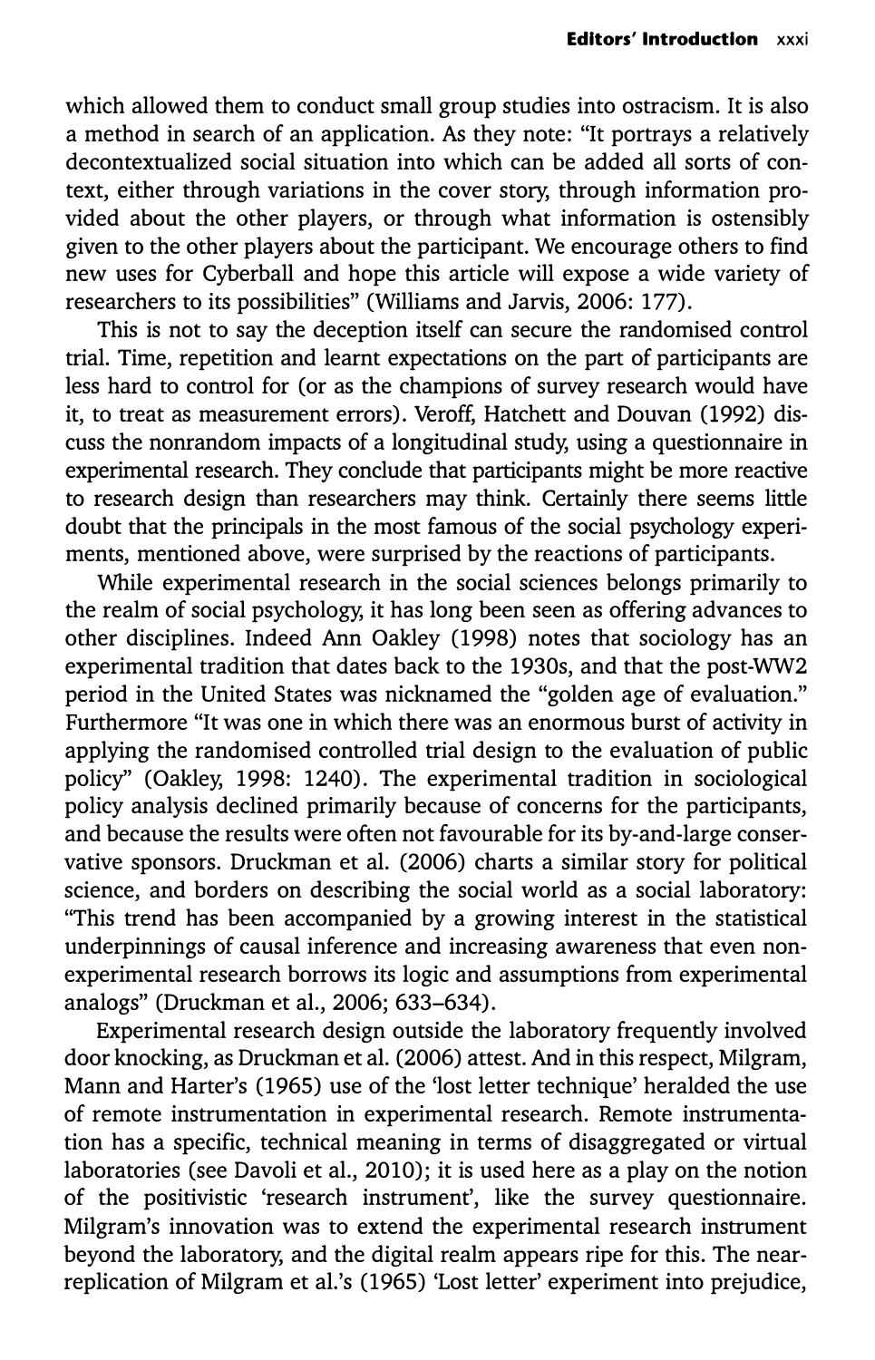which allowed them to conduct small group studies into ostracism. It is also a method in search of an application. As they note: "It portrays a relatively decontextualized social situation into which can be added all sorts of context, either through variations in the cover story, through information provided about the other players, or through what information is ostensibly given to the other players about the participant. We encourage others to find new uses for Cyberball and hope this article will expose a wide variety of researchers to its possibilities" (Williams and Jarvis, 2006: 177).

This is not to say the deception itself can secure the randomised control trial. Time, repetition and learnt expectations on the part of participants are less hard to control for (or as the champions of survey research would have it, to treat as measurement errors). Veroff, Hatchett and Douvan (1992) discuss the nonrandom impacts of a longitudinal study, using a questionnaire in experimental research. They conclude that participants might be more reactive to research design than researchers may think. Certainly there seems little doubt that the principals in the most famous of the social psychology experiments, mentioned above, were surprised by the reactions of participants.

While experimental research in the social sciences belongs primarily to the realm of social psychology, it has long been seen as offering advances to other disciplines. Indeed Ann Oakley (1998) notes that sociology has an experimental tradition that dates back to the 1930s, and that the post-WW2 period in the United States was nicknamed the "golden age of evaluation." Furthermore "It was one in which there was an enormous burst of activity in applying the randomised controlled trial design to the evaluation of public policy" (Oakley, 1998: 1240). The experimental tradition in sociological policy analysis declined primarily because of concerns for the participants, and because the results were often not favourable for its by-and-large conservative sponsors. Druckman et al. (2006) charts a similar story for political science, and borders on describing the social world as a social laboratory: "This trend has been accompanied by a growing interest in the statistical underpinnings of causal inference and increasing awareness that even nonexperimental research borrows its logic and assumptions from experimental analogs" (Druckman et al., 2006; 633–634).

Experimental research design outside the laboratory frequently involved door knocking, as Druckman et al. (2006) attest. And in this respect, Milgram, Mann and Harter's (1965) use of the 'lost letter technique' heralded the use of remote instrumentation in experimental research. Remote instrumentation has a specific, technical meaning in terms of disaggregated or virtual laboratories (see Davoli et al., 2010); it is used here as a play on the notion of the positivistic 'research instrument', like the survey questionnaire. Milgram's innovation was to extend the experimental research instrument beyond the laboratory, and the digital realm appears ripe for this. The near-replication of Milgram et al.'s (1965) 'Lost letter' experiment into prejudice,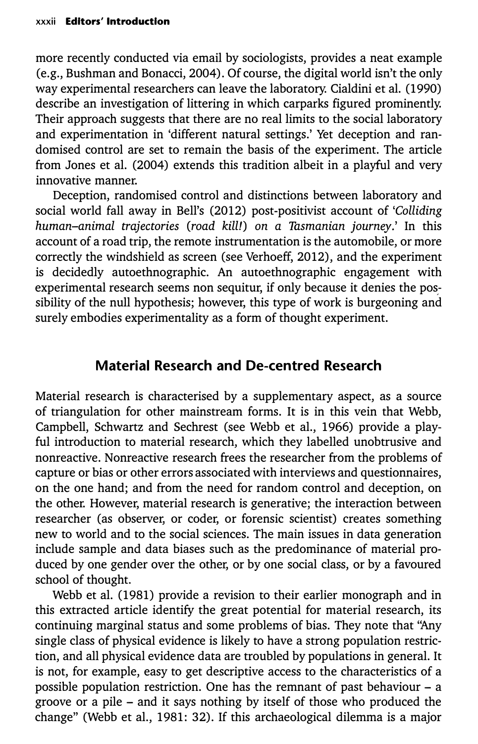more recently conducted via email by sociologists, provides a neat example (e.g., Bushman and Bonacci, 2004). Of course, the digital world isn't the only way experimental researchers can leave the laboratory. Cialdini et al. (1990) describe an investigation of littering in which carparks figured prominently. Their approach suggests that there are no real limits to the social laboratory and experimentation in 'different natural settings.' Yet deception and randomised control are set to remain the basis of the experiment. The article from Jones et al. (2004) extends this tradition albeit in a playful and very innovative manner.

Deception, randomised control and distinctions between laboratory and social world fall away in Bell's (2012) post-positivist account of '*Colliding human–animal trajectories (road kill!) on a Tasmanian journey*.' In this account of a road trip, the remote instrumentation is the automobile, or more correctly the windshield as screen (see Verhoeff, 2012), and the experiment is decidedly autoethnographic. An autoethnographic engagement with experimental research seems non sequitur, if only because it denies the possibility of the null hypothesis; however, this type of work is burgeoning and surely embodies experimentality as a form of thought experiment.

## Material Research and De-centred Research

Material research is characterised by a supplementary aspect, as a source of triangulation for other mainstream forms. It is in this vein that Webb, Campbell, Schwartz and Sechrest (see Webb et al., 1966) provide a playful introduction to material research, which they labelled unobtrusive and nonreactive. Nonreactive research frees the researcher from the problems of capture or bias or other errors associated with interviews and questionnaires, on the one hand; and from the need for random control and deception, on the other. However, material research is generative; the interaction between researcher (as observer, or coder, or forensic scientist) creates something new to world and to the social sciences. The main issues in data generation include sample and data biases such as the predominance of material produced by one gender over the other, or by one social class, or by a favoured school of thought.

Webb et al. (1981) provide a revision to their earlier monograph and in this extracted article identify the great potential for material research, its continuing marginal status and some problems of bias. They note that "Any single class of physical evidence is likely to have a strong population restriction, and all physical evidence data are troubled by populations in general. It is not, for example, easy to get descriptive access to the characteristics of a possible population restriction. One has the remnant of past behaviour – a groove or a pile – and it says nothing by itself of those who produced the change" (Webb et al., 1981: 32). If this archaeological dilemma is a major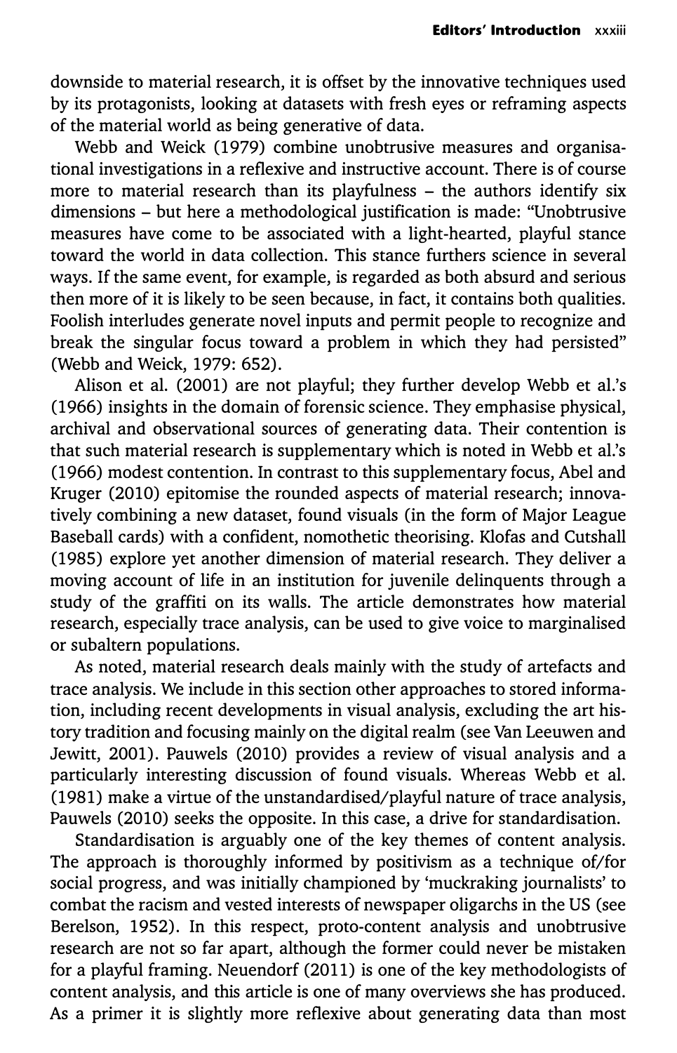downside to material research, it is offset by the innovative techniques used by its protagonists, looking at datasets with fresh eyes or reframing aspects of the material world as being generative of data.

Webb and Weick (1979) combine unobtrusive measures and organisational investigations in a reflexive and instructive account. There is of course more to material research than its playfulness – the authors identify six dimensions – but here a methodological justification is made: "Unobtrusive measures have come to be associated with a light-hearted, playful stance toward the world in data collection. This stance furthers science in several ways. If the same event, for example, is regarded as both absurd and serious then more of it is likely to be seen because, in fact, it contains both qualities. Foolish interludes generate novel inputs and permit people to recognize and break the singular focus toward a problem in which they had persisted" (Webb and Weick, 1979: 652).

Alison et al. (2001) are not playful; they further develop Webb et al.'s (1966) insights in the domain of forensic science. They emphasise physical, archival and observational sources of generating data. Their contention is that such material research is supplementary which is noted in Webb et al.'s (1966) modest contention. In contrast to this supplementary focus, Abel and Kruger (2010) epitomise the rounded aspects of material research; innovatively combining a new dataset, found visuals (in the form of Major League Baseball cards) with a confident, nomothetic theorising. Klofas and Cutshall (1985) explore yet another dimension of material research. They deliver a moving account of life in an institution for juvenile delinquents through a study of the graffiti on its walls. The article demonstrates how material research, especially trace analysis, can be used to give voice to marginalised or subaltern populations.

As noted, material research deals mainly with the study of artefacts and trace analysis. We include in this section other approaches to stored information, including recent developments in visual analysis, excluding the art history tradition and focusing mainly on the digital realm (see Van Leeuwen and Jewitt, 2001). Pauwels (2010) provides a review of visual analysis and a particularly interesting discussion of found visuals. Whereas Webb et al. (1981) make a virtue of the unstandardised/playful nature of trace analysis, Pauwels (2010) seeks the opposite. In this case, a drive for standardisation.

Standardisation is arguably one of the key themes of content analysis. The approach is thoroughly informed by positivism as a technique of/for social progress, and was initially championed by 'muckraking journalists' to combat the racism and vested interests of newspaper oligarchs in the US (see Berelson, 1952). In this respect, proto-content analysis and unobtrusive research are not so far apart, although the former could never be mistaken for a playful framing. Neuendorf (2011) is one of the key methodologists of content analysis, and this article is one of many overviews she has produced. As a primer it is slightly more reflexive about generating data than most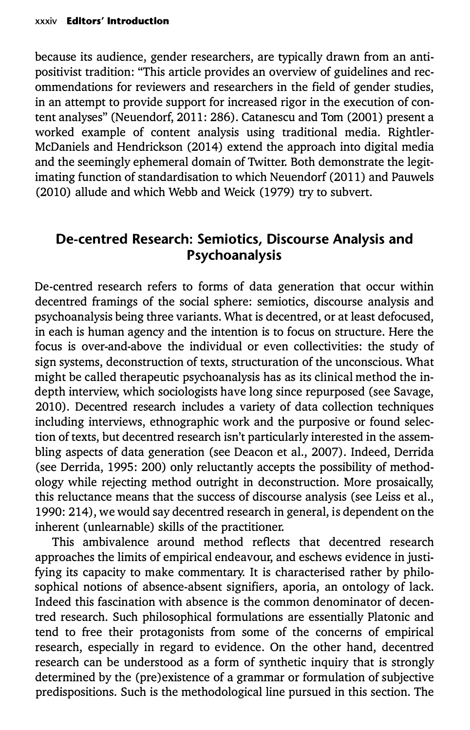because its audience, gender researchers, are typically drawn from an anti-positivist tradition: "This article provides an overview of guidelines and recommendations for reviewers and researchers in the field of gender studies, in an attempt to provide support for increased rigor in the execution of content analyses" (Neuendorf, 2011: 286). Catanescu and Tom (2001) present a worked example of content analysis using traditional media. Rightler-McDaniels and Hendrickson (2014) extend the approach into digital media and the seemingly ephemeral domain of Twitter. Both demonstrate the legitimating function of standardisation to which Neuendorf (2011) and Pauwels (2010) allude and which Webb and Weick (1979) try to subvert.

## De-centred Research: Semiotics, Discourse Analysis and Psychoanalysis

De-centred research refers to forms of data generation that occur within decentred framings of the social sphere: semiotics, discourse analysis and psychoanalysis being three variants. What is decentred, or at least defocused, in each is human agency and the intention is to focus on structure. Here the focus is over-and-above the individual or even collectivities: the study of sign systems, deconstruction of texts, structuration of the unconscious. What might be called therapeutic psychoanalysis has as its clinical method the in-depth interview, which sociologists have long since repurposed (see Savage, 2010). Decentred research includes a variety of data collection techniques including interviews, ethnographic work and the purposive or found selection of texts, but decentred research isn't particularly interested in the assembling aspects of data generation (see Deacon et al., 2007). Indeed, Derrida (see Derrida, 1995: 200) only reluctantly accepts the possibility of methodology while rejecting method outright in deconstruction. More prosaically, this reluctance means that the success of discourse analysis (see Leiss et al., 1990: 214), we would say decentred research in general, is dependent on the inherent (unlearnable) skills of the practitioner.

This ambivalence around method reflects that decentred research approaches the limits of empirical endeavour, and eschews evidence in justifying its capacity to make commentary. It is characterised rather by philosophical notions of absence-absent signifiers, aporia, an ontology of lack. Indeed this fascination with absence is the common denominator of decentred research. Such philosophical formulations are essentially Platonic and tend to free their protagonists from some of the concerns of empirical research, especially in regard to evidence. On the other hand, decentred research can be understood as a form of synthetic inquiry that is strongly determined by the (pre)existence of a grammar or formulation of subjective predispositions. Such is the methodological line pursued in this section. The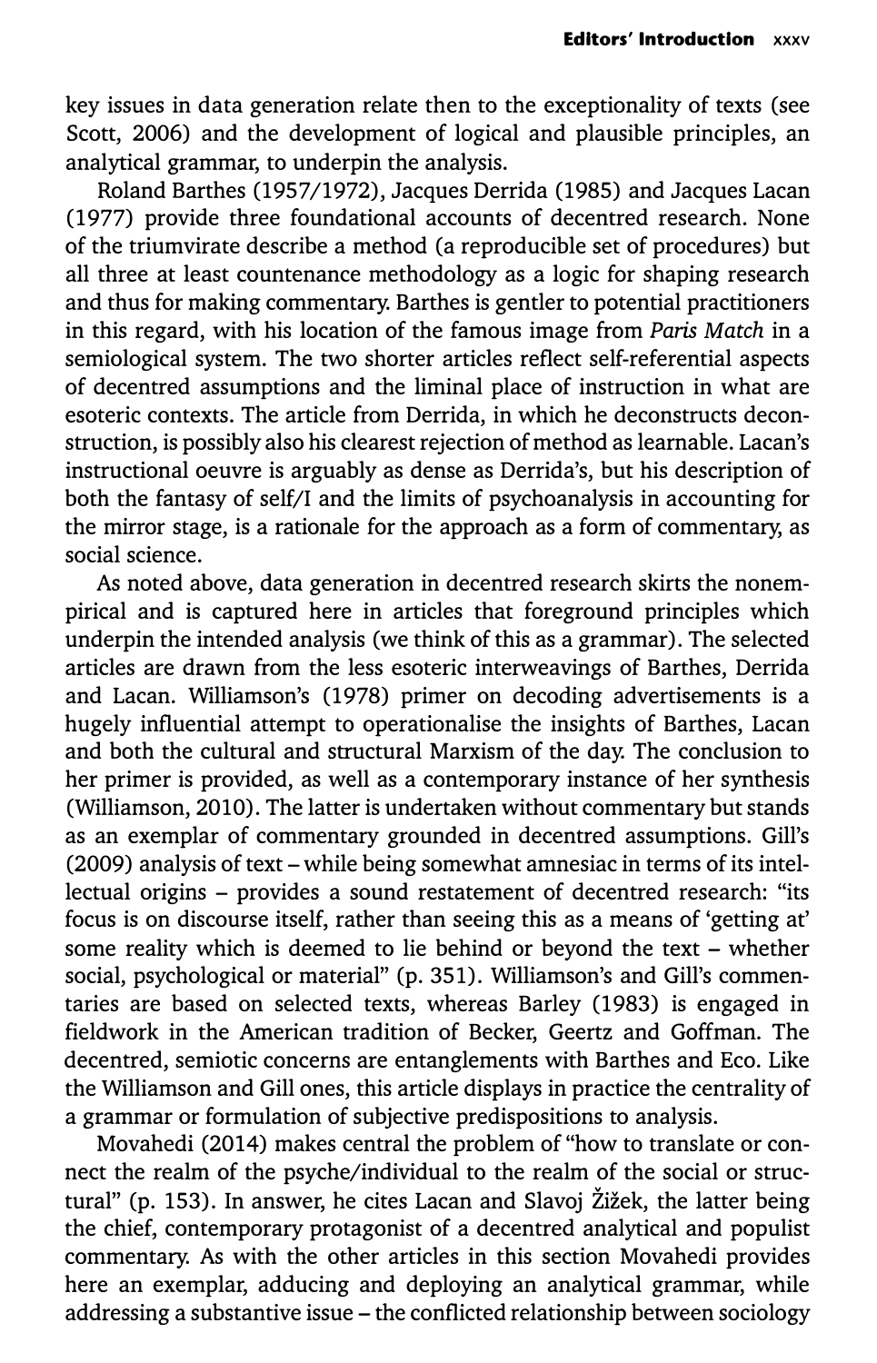key issues in data generation relate then to the exceptionality of texts (see Scott, 2006) and the development of logical and plausible principles, an analytical grammar, to underpin the analysis.

Roland Barthes (1957/1972), Jacques Derrida (1985) and Jacques Lacan (1977) provide three foundational accounts of decentred research. None of the triumvirate describe a method (a reproducible set of procedures) but all three at least countenance methodology as a logic for shaping research and thus for making commentary. Barthes is gentler to potential practitioners in this regard, with his location of the famous image from *Paris Match* in a semiological system. The two shorter articles reflect self-referential aspects of decentred assumptions and the liminal place of instruction in what are esoteric contexts. The article from Derrida, in which he deconstructs deconstruction, is possibly also his clearest rejection of method as learnable. Lacan's instructional oeuvre is arguably as dense as Derrida's, but his description of both the fantasy of self/I and the limits of psychoanalysis in accounting for the mirror stage, is a rationale for the approach as a form of commentary, as social science.

As noted above, data generation in decentred research skirts the nonempirical and is captured here in articles that foreground principles which underpin the intended analysis (we think of this as a grammar). The selected articles are drawn from the less esoteric interweavings of Barthes, Derrida and Lacan. Williamson's (1978) primer on decoding advertisements is a hugely influential attempt to operationalise the insights of Barthes, Lacan and both the cultural and structural Marxism of the day. The conclusion to her primer is provided, as well as a contemporary instance of her synthesis (Williamson, 2010). The latter is undertaken without commentary but stands as an exemplar of commentary grounded in decentred assumptions. Gill's (2009) analysis of text – while being somewhat amnesiac in terms of its intellectual origins – provides a sound restatement of decentred research: "its focus is on discourse itself, rather than seeing this as a means of 'getting at' some reality which is deemed to lie behind or beyond the text – whether social, psychological or material" (p. 351). Williamson's and Gill's commentaries are based on selected texts, whereas Barley (1983) is engaged in fieldwork in the American tradition of Becker, Geertz and Goffman. The decentred, semiotic concerns are entanglements with Barthes and Eco. Like the Williamson and Gill ones, this article displays in practice the centrality of a grammar or formulation of subjective predispositions to analysis.

Movahedi (2014) makes central the problem of "how to translate or connect the realm of the psyche/individual to the realm of the social or structural" (p. 153). In answer, he cites Lacan and Slavoj Žižek, the latter being the chief, contemporary protagonist of a decentred analytical and populist commentary. As with the other articles in this section Movahedi provides here an exemplar, adducing and deploying an analytical grammar, while addressing a substantive issue – the conflicted relationship between sociology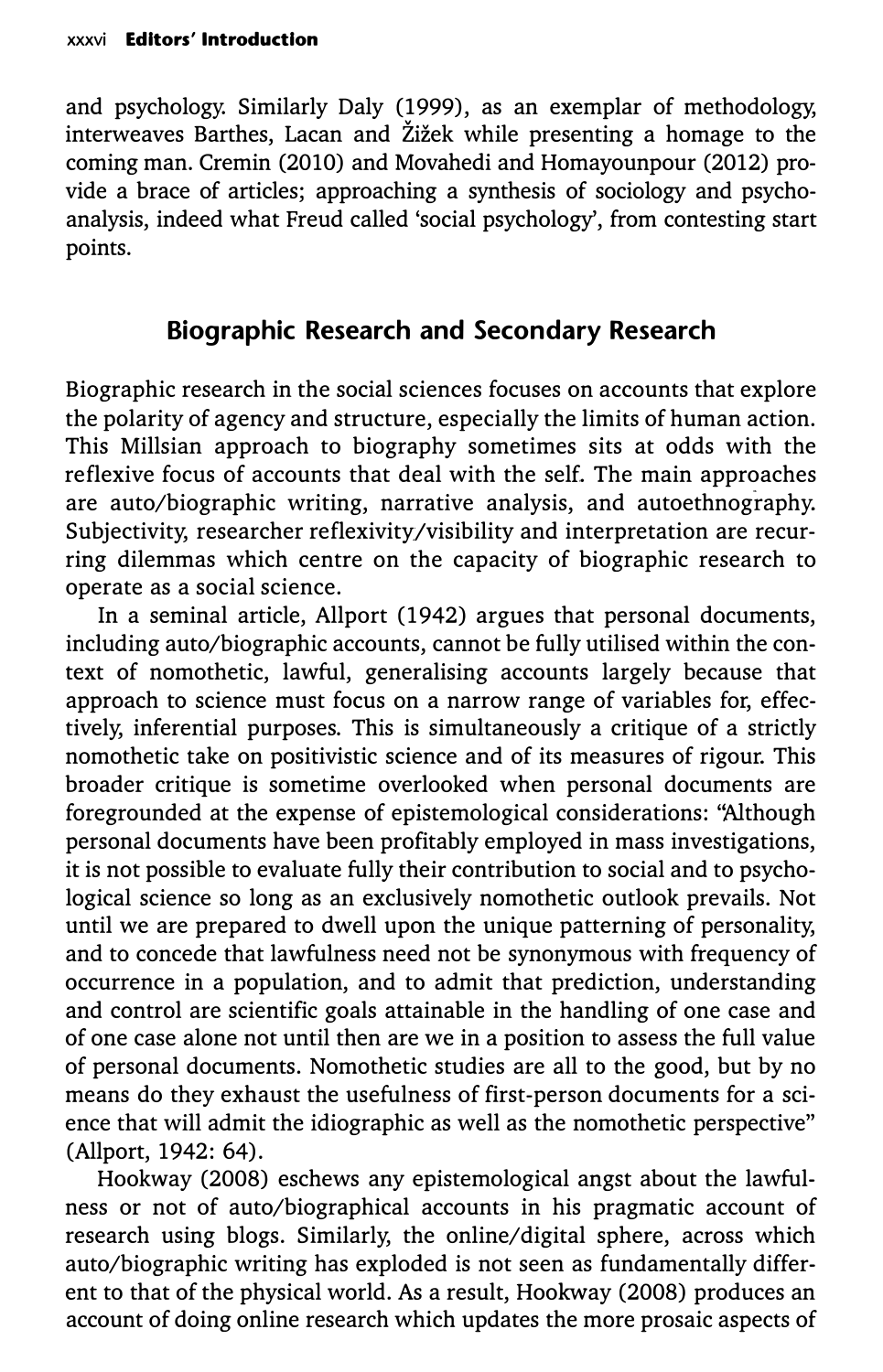and psychology. Similarly Daly (1999), as an exemplar of methodology, interweaves Barthes, Lacan and Žižek while presenting a homage to the coming man. Cremin (2010) and Movahedi and Homayounpour (2012) provide a brace of articles; approaching a synthesis of sociology and psychoanalysis, indeed what Freud called 'social psychology', from contesting start points.

## Biographic Research and Secondary Research

Biographic research in the social sciences focuses on accounts that explore the polarity of agency and structure, especially the limits of human action. This Millsian approach to biography sometimes sits at odds with the reflexive focus of accounts that deal with the self. The main approaches are auto/biographic writing, narrative analysis, and autoethnography. Subjectivity, researcher reflexivity/visibility and interpretation are recurring dilemmas which centre on the capacity of biographic research to operate as a social science.

In a seminal article, Allport (1942) argues that personal documents, including auto/biographic accounts, cannot be fully utilised within the context of nomothetic, lawful, generalising accounts largely because that approach to science must focus on a narrow range of variables for, effectively, inferential purposes. This is simultaneously a critique of a strictly nomothetic take on positivistic science and of its measures of rigour. This broader critique is sometime overlooked when personal documents are foregrounded at the expense of epistemological considerations: "Although personal documents have been profitably employed in mass investigations, it is not possible to evaluate fully their contribution to social and to psychological science so long as an exclusively nomothetic outlook prevails. Not until we are prepared to dwell upon the unique patterning of personality, and to concede that lawfulness need not be synonymous with frequency of occurrence in a population, and to admit that prediction, understanding and control are scientific goals attainable in the handling of one case and of one case alone not until then are we in a position to assess the full value of personal documents. Nomothetic studies are all to the good, but by no means do they exhaust the usefulness of first-person documents for a science that will admit the idiographic as well as the nomothetic perspective" (Allport, 1942: 64).

Hookway (2008) eschews any epistemological angst about the lawfulness or not of auto/biographical accounts in his pragmatic account of research using blogs. Similarly, the online/digital sphere, across which auto/biographic writing has exploded is not seen as fundamentally different to that of the physical world. As a result, Hookway (2008) produces an account of doing online research which updates the more prosaic aspects of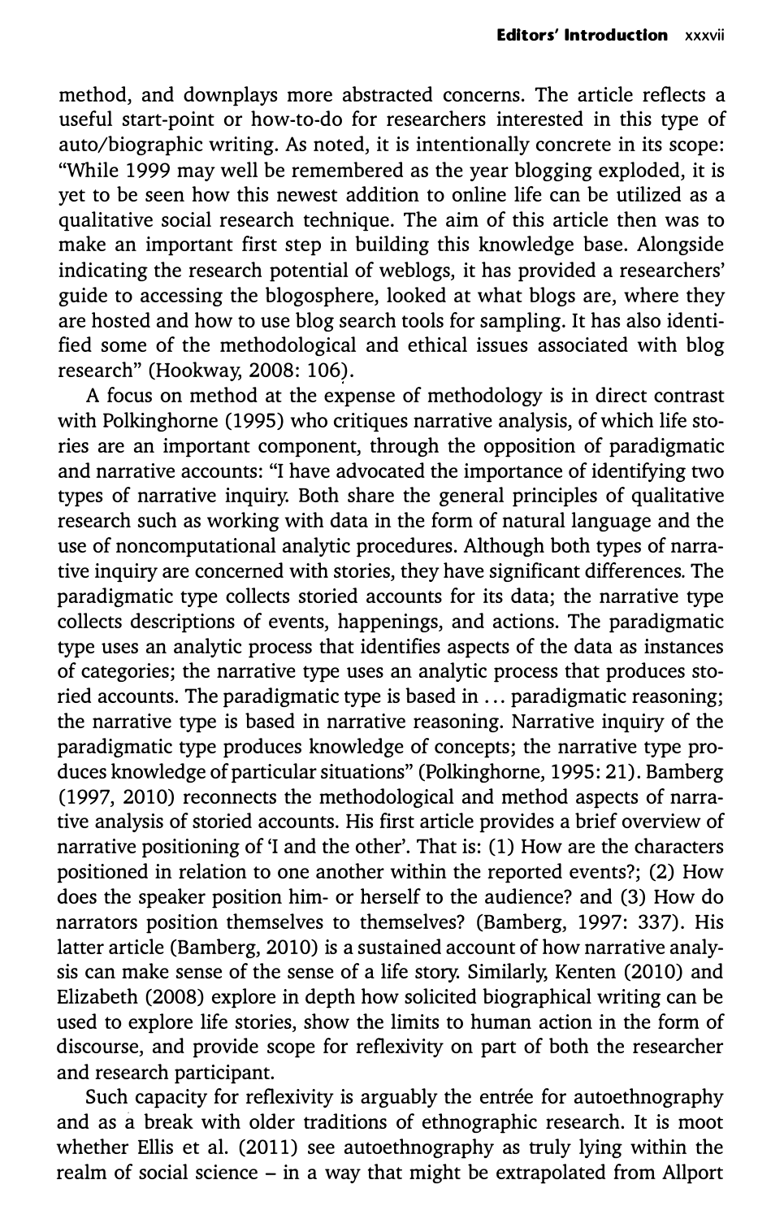method, and downplays more abstracted concerns. The article reflects a useful start-point or how-to-do for researchers interested in this type of auto/biographic writing. As noted, it is intentionally concrete in its scope: "While 1999 may well be remembered as the year blogging exploded, it is yet to be seen how this newest addition to online life can be utilized as a qualitative social research technique. The aim of this article then was to make an important first step in building this knowledge base. Alongside indicating the research potential of weblogs, it has provided a researchers' guide to accessing the blogosphere, looked at what blogs are, where they are hosted and how to use blog search tools for sampling. It has also identified some of the methodological and ethical issues associated with blog research" (Hookway, 2008: 106).

A focus on method at the expense of methodology is in direct contrast with Polkinghorne (1995) who critiques narrative analysis, of which life stories are an important component, through the opposition of paradigmatic and narrative accounts: "I have advocated the importance of identifying two types of narrative inquiry. Both share the general principles of qualitative research such as working with data in the form of natural language and the use of noncomputational analytic procedures. Although both types of narrative inquiry are concerned with stories, they have significant differences. The paradigmatic type collects storied accounts for its data; the narrative type collects descriptions of events, happenings, and actions. The paradigmatic type uses an analytic process that identifies aspects of the data as instances of categories; the narrative type uses an analytic process that produces storied accounts. The paradigmatic type is based in ... paradigmatic reasoning; the narrative type is based in narrative reasoning. Narrative inquiry of the paradigmatic type produces knowledge of concepts; the narrative type produces knowledge of particular situations" (Polkinghorne, 1995: 21). Bamberg (1997, 2010) reconnects the methodological and method aspects of narrative analysis of storied accounts. His first article provides a brief overview of narrative positioning of 'I and the other'. That is: (1) How are the characters positioned in relation to one another within the reported events?; (2) How does the speaker position him- or herself to the audience? and (3) How do narrators position themselves to themselves? (Bamberg, 1997: 337). His latter article (Bamberg, 2010) is a sustained account of how narrative analysis can make sense of the sense of a life story. Similarly, Kenten (2010) and Elizabeth (2008) explore in depth how solicited biographical writing can be used to explore life stories, show the limits to human action in the form of discourse, and provide scope for reflexivity on part of both the researcher and research participant.

Such capacity for reflexivity is arguably the entrée for autoethnography and as a break with older traditions of ethnographic research. It is moot whether Ellis et al. (2011) see autoethnography as truly lying within the realm of social science – in a way that might be extrapolated from Allport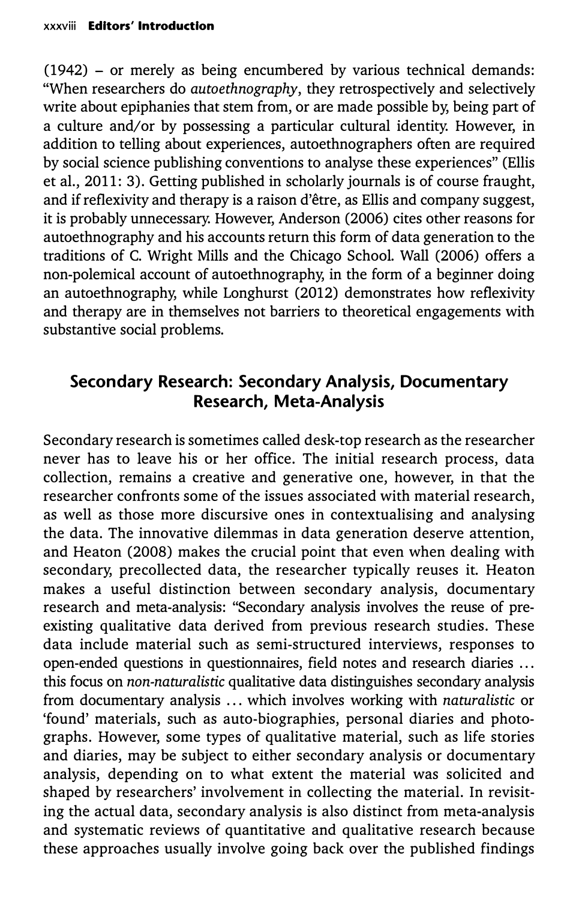(1942) – or merely as being encumbered by various technical demands: "When researchers do *autoethnography*, they retrospectively and selectively write about epiphanies that stem from, or are made possible by, being part of a culture and/or by possessing a particular cultural identity. However, in addition to telling about experiences, autoethnographers often are required by social science publishing conventions to analyse these experiences" (Ellis et al., 2011: 3). Getting published in scholarly journals is of course fraught, and if reflexivity and therapy is a raison d'être, as Ellis and company suggest, it is probably unnecessary. However, Anderson (2006) cites other reasons for autoethnography and his accounts return this form of data generation to the traditions of C. Wright Mills and the Chicago School. Wall (2006) offers a non-polemical account of autoethnography, in the form of a beginner doing an autoethnography, while Longhurst (2012) demonstrates how reflexivity and therapy are in themselves not barriers to theoretical engagements with substantive social problems.

## Secondary Research: Secondary Analysis, Documentary Research, Meta-Analysis

Secondary research is sometimes called desk-top research as the researcher never has to leave his or her office. The initial research process, data collection, remains a creative and generative one, however, in that the researcher confronts some of the issues associated with material research, as well as those more discursive ones in contextualising and analysing the data. The innovative dilemmas in data generation deserve attention, and Heaton (2008) makes the crucial point that even when dealing with secondary, precollected data, the researcher typically reuses it. Heaton makes a useful distinction between secondary analysis, documentary research and meta-analysis: "Secondary analysis involves the reuse of pre-existing qualitative data derived from previous research studies. These data include material such as semi-structured interviews, responses to open-ended questions in questionnaires, field notes and research diaries ... this focus on *non-naturalistic* qualitative data distinguishes secondary analysis from documentary analysis ... which involves working with *naturalistic* or 'found' materials, such as auto-biographies, personal diaries and photographs. However, some types of qualitative material, such as life stories and diaries, may be subject to either secondary analysis or documentary analysis, depending on to what extent the material was solicited and shaped by researchers' involvement in collecting the material. In revisiting the actual data, secondary analysis is also distinct from meta-analysis and systematic reviews of quantitative and qualitative research because these approaches usually involve going back over the published findings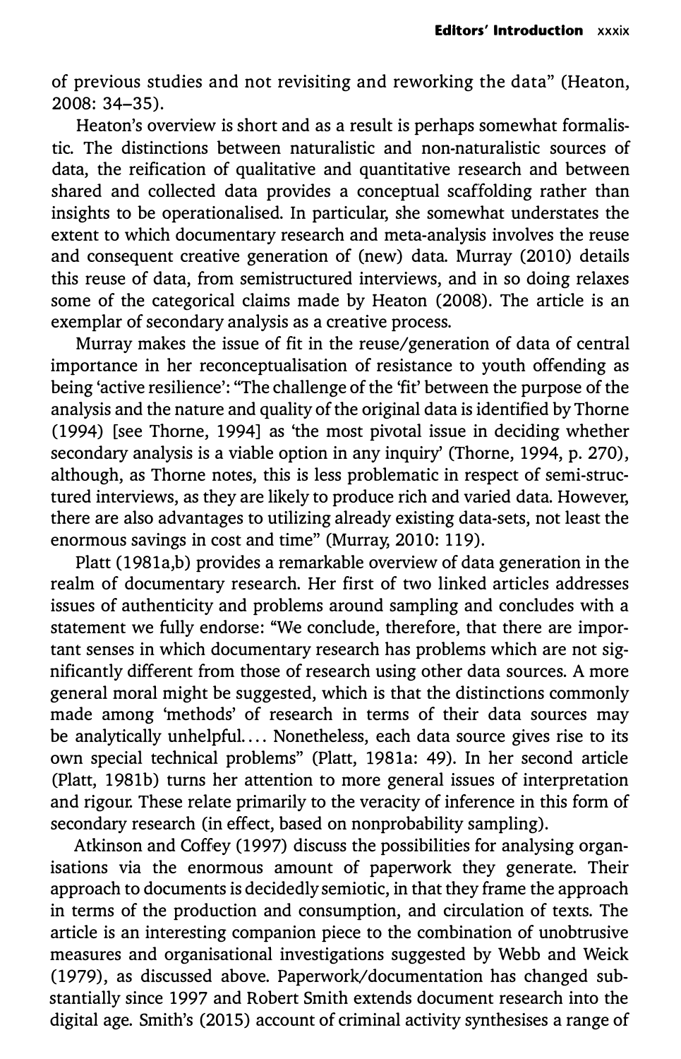of previous studies and not revisiting and reworking the data" (Heaton, 2008: 34–35).

Heaton's overview is short and as a result is perhaps somewhat formalistic. The distinctions between naturalistic and non-naturalistic sources of data, the reification of qualitative and quantitative research and between shared and collected data provides a conceptual scaffolding rather than insights to be operationalised. In particular, she somewhat understates the extent to which documentary research and meta-analysis involves the reuse and consequent creative generation of (new) data. Murray (2010) details this reuse of data, from semistructured interviews, and in so doing relaxes some of the categorical claims made by Heaton (2008). The article is an exemplar of secondary analysis as a creative process.

Murray makes the issue of fit in the reuse/generation of data of central importance in her reconceptualisation of resistance to youth offending as being 'active resilience': "The challenge of the 'fit' between the purpose of the analysis and the nature and quality of the original data is identified by Thorne (1994) [see Thorne, 1994] as 'the most pivotal issue in deciding whether secondary analysis is a viable option in any inquiry' (Thorne, 1994, p. 270), although, as Thorne notes, this is less problematic in respect of semi-structured interviews, as they are likely to produce rich and varied data. However, there are also advantages to utilizing already existing data-sets, not least the enormous savings in cost and time" (Murray, 2010: 119).

Platt (1981a,b) provides a remarkable overview of data generation in the realm of documentary research. Her first of two linked articles addresses issues of authenticity and problems around sampling and concludes with a statement we fully endorse: "We conclude, therefore, that there are important senses in which documentary research has problems which are not significantly different from those of research using other data sources. A more general moral might be suggested, which is that the distinctions commonly made among 'methods' of research in terms of their data sources may be analytically unhelpful.... Nonetheless, each data source gives rise to its own special technical problems" (Platt, 1981a: 49). In her second article (Platt, 1981b) turns her attention to more general issues of interpretation and rigour. These relate primarily to the veracity of inference in this form of secondary research (in effect, based on nonprobability sampling).

Atkinson and Coffey (1997) discuss the possibilities for analysing organisations via the enormous amount of paperwork they generate. Their approach to documents is decidedly semiotic, in that they frame the approach in terms of the production and consumption, and circulation of texts. The article is an interesting companion piece to the combination of unobtrusive measures and organisational investigations suggested by Webb and Weick (1979), as discussed above. Paperwork/documentation has changed substantially since 1997 and Robert Smith extends document research into the digital age. Smith's (2015) account of criminal activity synthesises a range of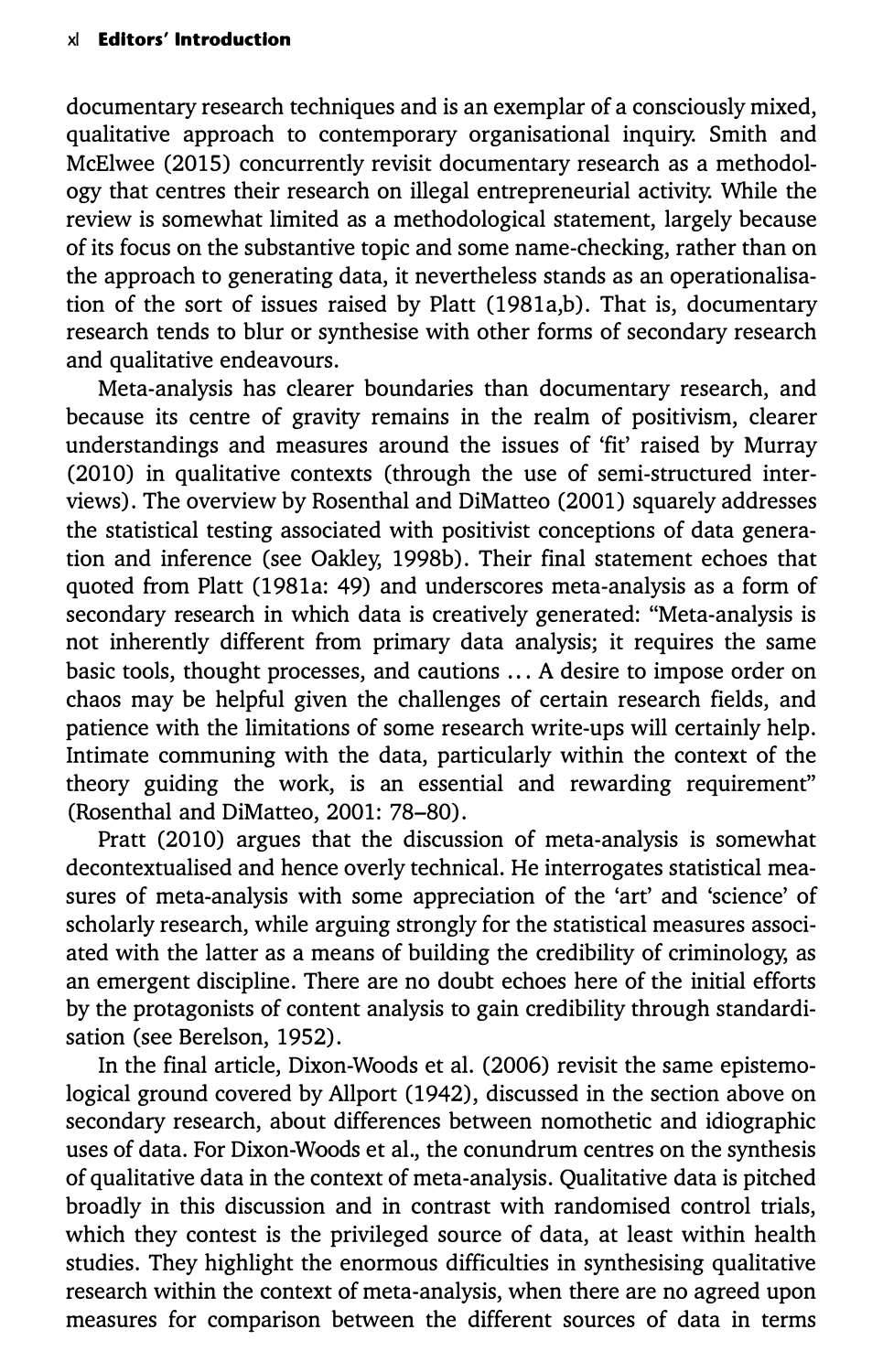documentary research techniques and is an exemplar of a consciously mixed, qualitative approach to contemporary organisational inquiry. Smith and McElwee (2015) concurrently revisit documentary research as a methodology that centres their research on illegal entrepreneurial activity. While the review is somewhat limited as a methodological statement, largely because of its focus on the substantive topic and some name-checking, rather than on the approach to generating data, it nevertheless stands as an operationalisation of the sort of issues raised by Platt (1981a,b). That is, documentary research tends to blur or synthesise with other forms of secondary research and qualitative endeavours.

Meta-analysis has clearer boundaries than documentary research, and because its centre of gravity remains in the realm of positivism, clearer understandings and measures around the issues of 'fit' raised by Murray (2010) in qualitative contexts (through the use of semi-structured interviews). The overview by Rosenthal and DiMatteo (2001) squarely addresses the statistical testing associated with positivist conceptions of data generation and inference (see Oakley, 1998b). Their final statement echoes that quoted from Platt (1981a: 49) and underscores meta-analysis as a form of secondary research in which data is creatively generated: "Meta-analysis is not inherently different from primary data analysis; it requires the same basic tools, thought processes, and cautions ... A desire to impose order on chaos may be helpful given the challenges of certain research fields, and patience with the limitations of some research write-ups will certainly help. Intimate communing with the data, particularly within the context of the theory guiding the work, is an essential and rewarding requirement" (Rosenthal and DiMatteo, 2001: 78–80).

Pratt (2010) argues that the discussion of meta-analysis is somewhat decontextualised and hence overly technical. He interrogates statistical measures of meta-analysis with some appreciation of the 'art' and 'science' of scholarly research, while arguing strongly for the statistical measures associated with the latter as a means of building the credibility of criminology, as an emergent discipline. There are no doubt echoes here of the initial efforts by the protagonists of content analysis to gain credibility through standardisation (see Berelson, 1952).

In the final article, Dixon-Woods et al. (2006) revisit the same epistemological ground covered by Allport (1942), discussed in the section above on secondary research, about differences between nomothetic and idiographic uses of data. For Dixon-Woods et al., the conundrum centres on the synthesis of qualitative data in the context of meta-analysis. Qualitative data is pitched broadly in this discussion and in contrast with randomised control trials, which they contest is the privileged source of data, at least within health studies. They highlight the enormous difficulties in synthesising qualitative research within the context of meta-analysis, when there are no agreed upon measures for comparison between the different sources of data in terms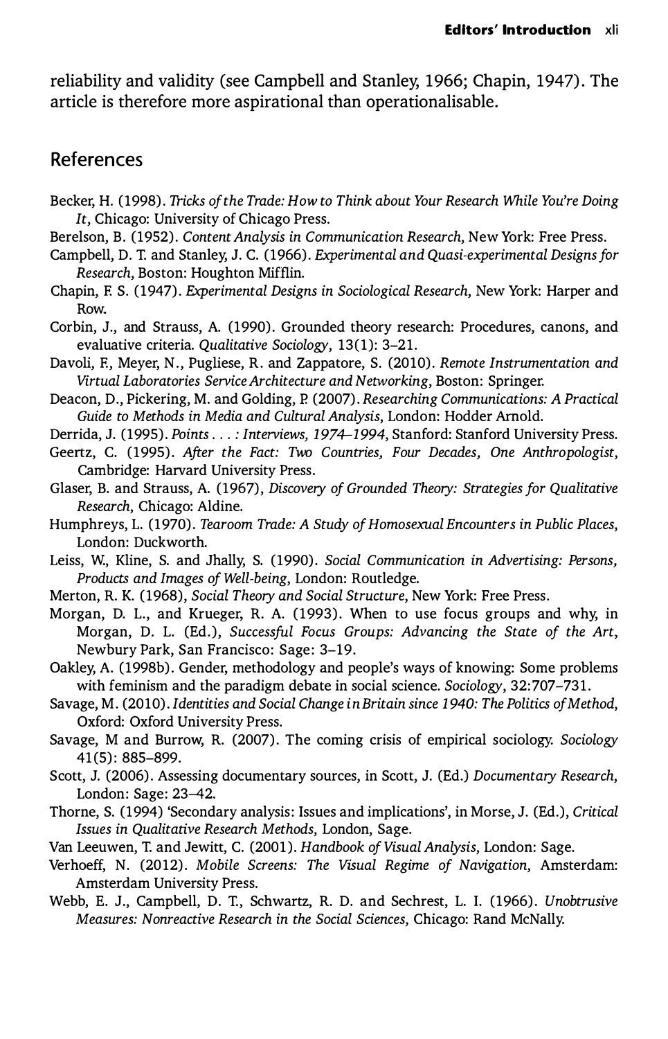reliability and validity (see Campbell and Stanley, 1966; Chapin, 1947). The article is therefore more aspirational than operationalisable.

## References

Becker, H. (1998). *Tricks of the Trade: How to Think about Your Research While You're Doing It*, Chicago: University of Chicago Press.

Berelson, B. (1952). *Content Analysis in Communication Research*, New York: Free Press.

Campbell, D. T. and Stanley, J. C. (1966). *Experimental and Quasi-experimental Designs for Research*, Boston: Houghton Mifflin.

Chapin, F. S. (1947). *Experimental Designs in Sociological Research*, New York: Harper and Row.

Corbin, J., and Strauss, A. (1990). Grounded theory research: Procedures, canons, and evaluative criteria. *Qualitative Sociology*, 13(1): 3–21.

Davoli, F., Meyer, N., Pugliese, R. and Zappatore, S. (2010). *Remote Instrumentation and Virtual Laboratories Service Architecture and Networking*, Boston: Springer.

Deacon, D., Pickering, M. and Golding, P. (2007). *Researching Communications: A Practical Guide to Methods in Media and Cultural Analysis*, London: Hodder Arnold.

Derrida, J. (1995). *Points . . . : Interviews, 1974–1994*, Stanford: Stanford University Press.

Geertz, C. (1995). *After the Fact: Two Countries, Four Decades, One Anthropologist*, Cambridge: Harvard University Press.

Glaser, B. and Strauss, A. (1967), *Discovery of Grounded Theory: Strategies for Qualitative Research*, Chicago: Aldine.

Humphreys, L. (1970). *Tearoom Trade: A Study of Homosexual Encounters in Public Places*, London: Duckworth.

Leiss, W., Kline, S. and Jhally, S. (1990). *Social Communication in Advertising: Persons, Products and Images of Well-being*, London: Routledge.

Merton, R. K. (1968), *Social Theory and Social Structure*, New York: Free Press.

Morgan, D. L., and Krueger, R. A. (1993). When to use focus groups and why, in Morgan, D. L. (Ed.), *Successful Focus Groups: Advancing the State of the Art*, Newbury Park, San Francisco: Sage: 3–19.

Oakley, A. (1998b). Gender, methodology and people's ways of knowing: Some problems with feminism and the paradigm debate in social science. *Sociology*, 32:707–731.

Savage, M. (2010). *Identities and Social Change in Britain since 1940: The Politics of Method*, Oxford: Oxford University Press.

Savage, M and Burrow, R. (2007). The coming crisis of empirical sociology. *Sociology* 41(5): 885–899.

Scott, J. (2006). Assessing documentary sources, in Scott, J. (Ed.) *Documentary Research*, London: Sage: 23–42.

Thorne, S. (1994) 'Secondary analysis: Issues and implications', in Morse, J. (Ed.), *Critical Issues in Qualitative Research Methods*, London, Sage.

Van Leeuwen, T. and Jewitt, C. (2001). *Handbook of Visual Analysis*, London: Sage.

Verhoeff, N. (2012). *Mobile Screens: The Visual Regime of Navigation*, Amsterdam: Amsterdam University Press.

Webb, E. J., Campbell, D. T., Schwartz, R. D. and Sechrest, L. I. (1966). *Unobtrusive Measures: Nonreactive Research in the Social Sciences*, Chicago: Rand McNally.